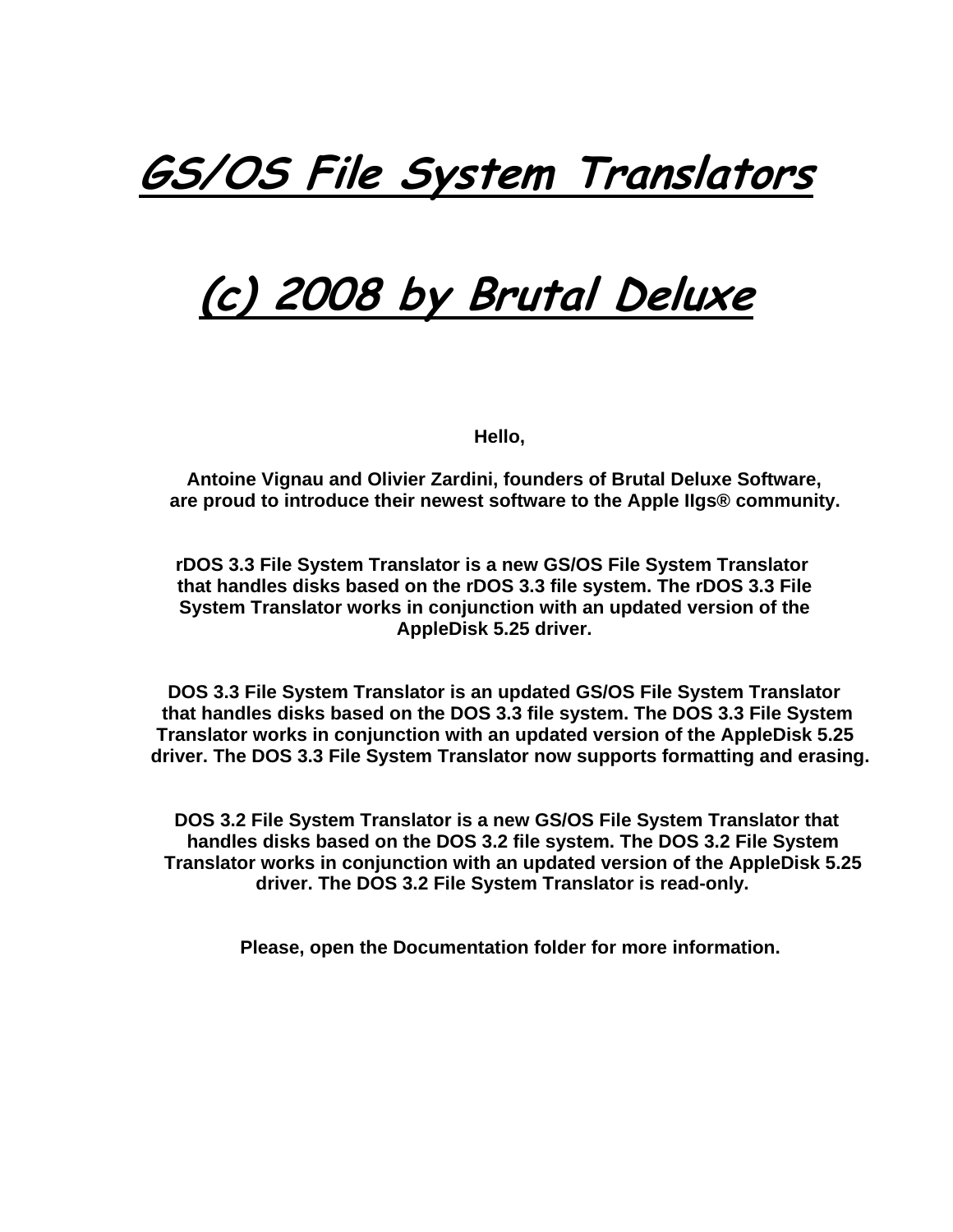# *GS/OS File System Translators*

# *(c) 2008 by Brutal Deluxe*

**Hello,**

**Antoine Vignau and Olivier Zardini, founders of Brutal Deluxe Software, are proud to introduce their newest software to the Apple IIgs® community.**

**rDOS 3.3 File System Translator is a new GS/OS File System Translator that handles disks based on the rDOS 3.3 file system. The rDOS 3.3 File System Translator works in conjunction with an updated version of the AppleDisk 5.25 driver.**

**DOS 3.3 File System Translator is an updated GS/OS File System Translator that handles disks based on the DOS 3.3 file system. The DOS 3.3 File System Translator works in conjunction with an updated version of the AppleDisk 5.25 driver. The DOS 3.3 File System Translator now supports formatting and erasing.**

**DOS 3.2 File System Translator is a new GS/OS File System Translator that handles disks based on the DOS 3.2 file system. The DOS 3.2 File System Translator works in conjunction with an updated version of the AppleDisk 5.25 driver. The DOS 3.2 File System Translator is read-only.**

**Please, open the Documentation folder for more information.**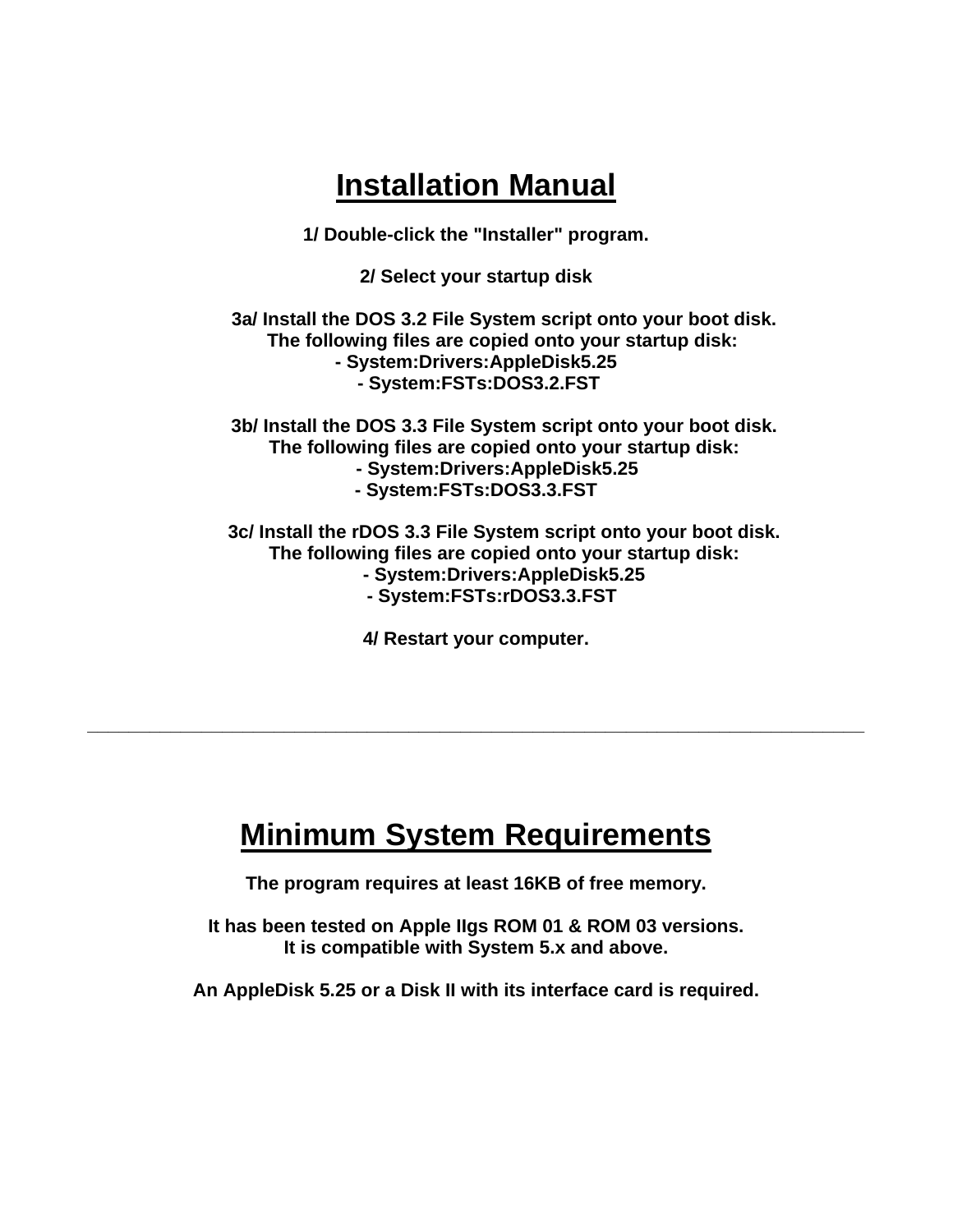# Installation Manual

**1/ Double-click the "Installer" program.**

**2/ Select your startup disk**

**3a/ Install the DOS 3.2 File System script onto your boot disk.**
**The following files are copied onto your startup disk:**
**- System:Drivers:AppleDisk5.25**
**- System:FSTs:DOS3.2.FST**

**3b/ Install the DOS 3.3 File System script onto your boot disk.**
**The following files are copied onto your startup disk:**
**- System:Drivers:AppleDisk5.25**
**- System:FSTs:DOS3.3.FST**

**3c/ Install the rDOS 3.3 File System script onto your boot disk.**
**The following files are copied onto your startup disk:**
**- System:Drivers:AppleDisk5.25**
**- System:FSTs:rDOS3.3.FST**

**4/ Restart your computer.**

---

# Minimum System Requirements

**The program requires at least 16KB of free memory.**

**It has been tested on Apple IIgs ROM 01 & ROM 03 versions.**
**It is compatible with System 5.x and above.**

**An AppleDisk 5.25 or a Disk II with its interface card is required.**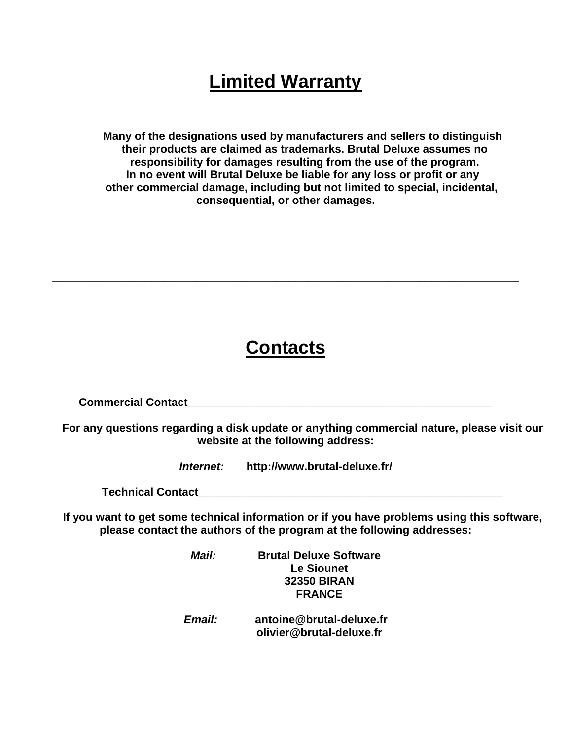# Limited Warranty

**Many of the designations used by manufacturers and sellers to distinguish their products are claimed as trademarks. Brutal Deluxe assumes no responsibility for damages resulting from the use of the program. In no event will Brutal Deluxe be liable for any loss or profit or any other commercial damage, including but not limited to special, incidental, consequential, or other damages.**

---

# Contacts

**Commercial Contact**

**For any questions regarding a disk update or anything commercial nature, please visit our website at the following address:**

***Internet:*** **http://www.brutal-deluxe.fr/**

**Technical Contact**

**If you want to get some technical information or if you have problems using this software, please contact the authors of the program at the following addresses:**

***Mail:***
**Brutal Deluxe Software**
**Le Siounet**
**32350 BIRAN**
**FRANCE**

***Email:***
**antoine@brutal-deluxe.fr**
**olivier@brutal-deluxe.fr**